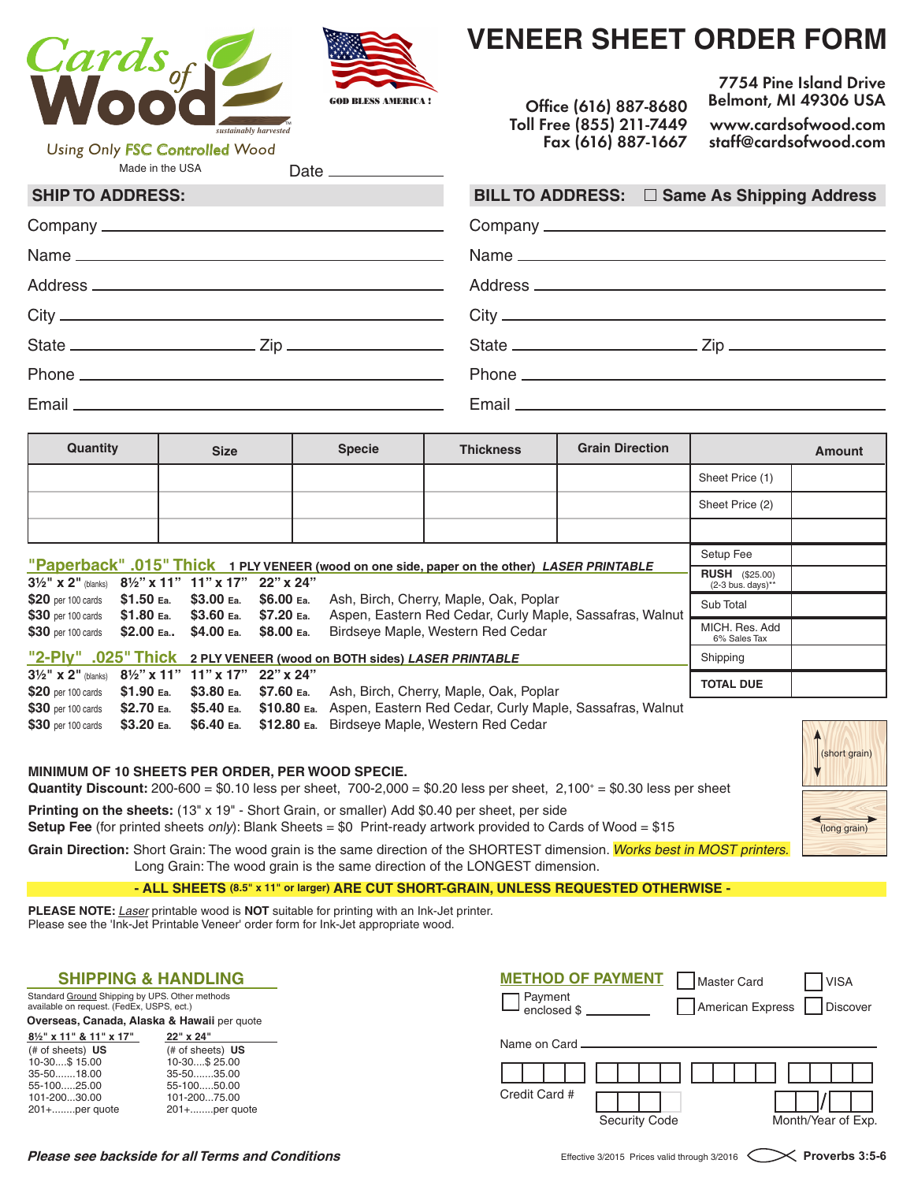# Cards of Wood

*sustainably harvested*

Using Only FSC Controlled Wood

Made in the USA

GOD BLESS AMERICA !

# VENEER SHEET ORDER FORM

Office (616) 887-8680
Toll Free (855) 211-7449
Fax (616) 887-1667

7754 Pine Island Drive
Belmont, MI 49306 USA
www.cardsofwood.com
staff@cardsofwood.com

Date ____________

## SHIP TO ADDRESS:

Company ____________
Name ____________
Address ____________
City ____________
State ____________ Zip ____________
Phone ____________
Email ____________

## BILL TO ADDRESS: ☐ Same As Shipping Address

Company ____________
Name ____________
Address ____________
City ____________
State ____________ Zip ____________
Phone ____________
Email ____________

| Quantity | Size | Specie | Thickness | Grain Direction | Amount | |
|---|---|---|---|---|---|---|
| | | | | | Sheet Price (1) | |
| | | | | | Sheet Price (2) | |
| | | | | | | |
| | | | | | Setup Fee | |
| | | | | | RUSH ($25.00) (2-3 bus. days)** | |
| | | | | | Sub Total | |
| | | | | | MICH. Res. Add 6% Sales Tax | |
| | | | | | Shipping | |
| | | | | | TOTAL DUE | |

## "Paperback" .015" Thick — 1 PLY VENEER (wood on one side, paper on the other) *LASER PRINTABLE*

| 3½" x 2" (blanks) | 8½" x 11" | 11" x 17" | 22" x 24" | |
|---|---|---|---|---|
| $20 per 100 cards | $1.50 Ea. | $3.00 Ea. | $6.00 Ea. | Ash, Birch, Cherry, Maple, Oak, Poplar |
| $30 per 100 cards | $1.80 Ea. | $3.60 Ea. | $7.20 Ea. | Aspen, Eastern Red Cedar, Curly Maple, Sassafras, Walnut |
| $30 per 100 cards | $2.00 Ea.. | $4.00 Ea. | $8.00 Ea. | Birdseye Maple, Western Red Cedar |

## "2-Ply" .025" Thick — 2 PLY VENEER (wood on BOTH sides) *LASER PRINTABLE*

| 3½" x 2" (blanks) | 8½" x 11" | 11" x 17" | 22" x 24" | |
|---|---|---|---|---|
| $20 per 100 cards | $1.90 Ea. | $3.80 Ea. | $7.60 Ea. | Ash, Birch, Cherry, Maple, Oak, Poplar |
| $30 per 100 cards | $2.70 Ea. | $5.40 Ea. | $10.80 Ea. | Aspen, Eastern Red Cedar, Curly Maple, Sassafras, Walnut |
| $30 per 100 cards | $3.20 Ea. | $6.40 Ea. | $12.80 Ea. | Birdseye Maple, Western Red Cedar |

**MINIMUM OF 10 SHEETS PER ORDER, PER WOOD SPECIE.**

**Quantity Discount:** 200-600 = $0.10 less per sheet, 700-2,000 = $0.20 less per sheet, 2,100+ = $0.30 less per sheet

**Printing on the sheets:** (13" x 19" - Short Grain, or smaller) Add $0.40 per sheet, per side

**Setup Fee** (for printed sheets *only*): Blank Sheets = $0 Print-ready artwork provided to Cards of Wood = $15

**Grain Direction:** Short Grain: The wood grain is the same direction of the SHORTEST dimension. *Works best in MOST printers.*
Long Grain: The wood grain is the same direction of the LONGEST dimension.

(short grain) (long grain)

**- ALL SHEETS (8.5" x 11" or larger) ARE CUT SHORT-GRAIN, UNLESS REQUESTED OTHERWISE -**

**PLEASE NOTE:** *Laser* printable wood is **NOT** suitable for printing with an Ink-Jet printer.
Please see the 'Ink-Jet Printable Veneer' order form for Ink-Jet appropriate wood.

## SHIPPING & HANDLING

Standard Ground Shipping by UPS. Other methods available on request. (FedEx, USPS, ect.)

**Overseas, Canada, Alaska & Hawaii** per quote

| 8½" x 11" & 11" x 17" (# of sheets) US | 22" x 24" (# of sheets) US |
|---|---|
| 10-30....$ 15.00 | 10-30....$ 25.00 |
| 35-50.......18.00 | 35-50.......35.00 |
| 55-100.....25.00 | 55-100.....50.00 |
| 101-200...30.00 | 101-200...75.00 |
| 201+........per quote | 201+........per quote |

## METHOD OF PAYMENT

☐ Payment enclosed $ ________
☐ Master Card ☐ VISA
☐ American Express ☐ Discover

Name on Card ____________

Credit Card # ☐☐☐☐ ☐☐☐☐ ☐☐☐☐ ☐☐☐☐

Security Code ☐☐☐ Month/Year of Exp. ☐☐/☐☐

***Please see backside for all Terms and Conditions***

Effective 3/2015 Prices valid through 3/2016 **Proverbs 3:5-6**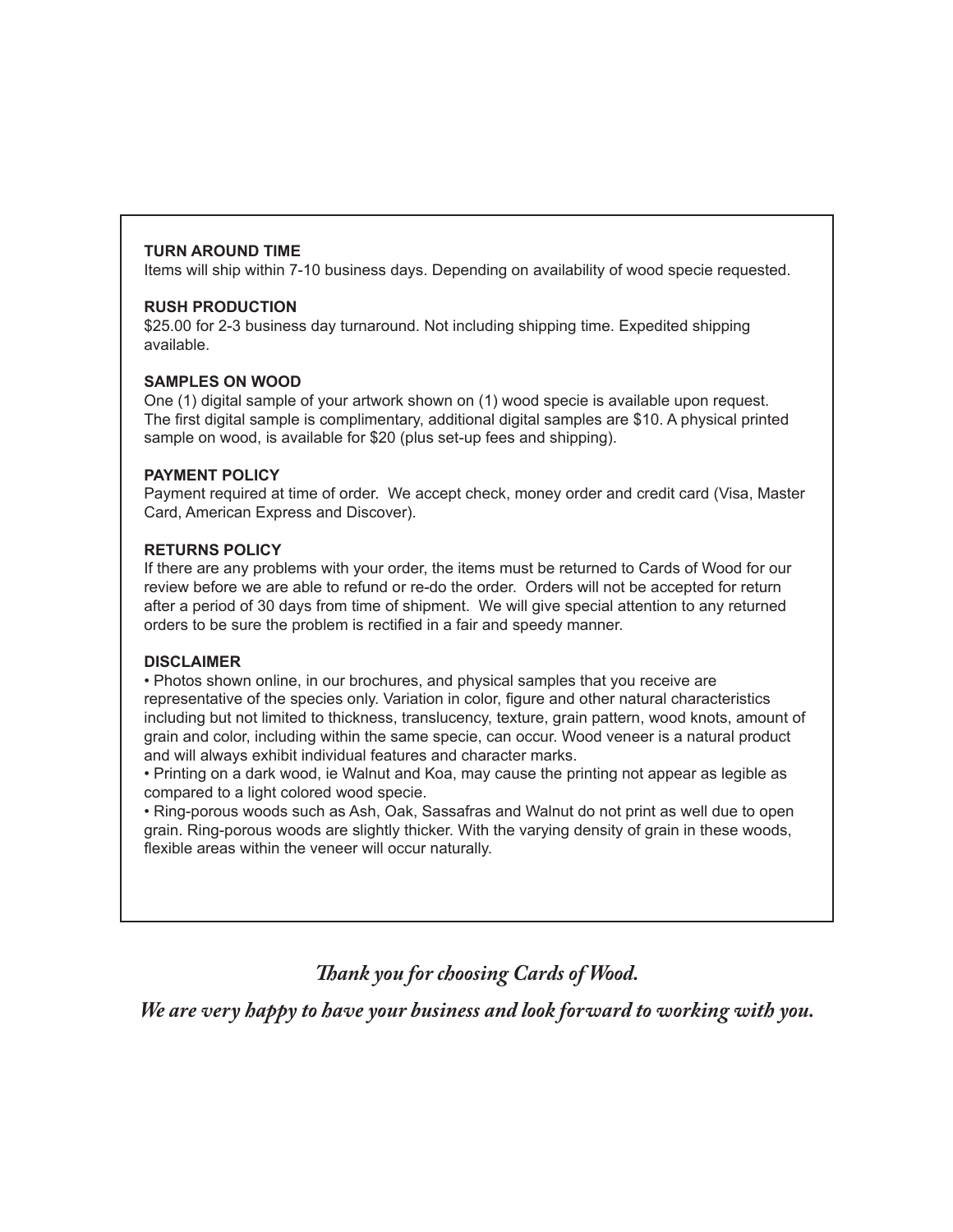## TURN AROUND TIME

Items will ship within 7-10 business days. Depending on availability of wood specie requested.

## RUSH PRODUCTION

$25.00 for 2-3 business day turnaround. Not including shipping time. Expedited shipping available.

## SAMPLES ON WOOD

One (1) digital sample of your artwork shown on (1) wood specie is available upon request. The first digital sample is complimentary, additional digital samples are $10. A physical printed sample on wood, is available for $20 (plus set-up fees and shipping).

## PAYMENT POLICY

Payment required at time of order. We accept check, money order and credit card (Visa, Master Card, American Express and Discover).

## RETURNS POLICY

If there are any problems with your order, the items must be returned to Cards of Wood for our review before we are able to refund or re-do the order. Orders will not be accepted for return after a period of 30 days from time of shipment. We will give special attention to any returned orders to be sure the problem is rectified in a fair and speedy manner.

## DISCLAIMER

- Photos shown online, in our brochures, and physical samples that you receive are representative of the species only. Variation in color, figure and other natural characteristics including but not limited to thickness, translucency, texture, grain pattern, wood knots, amount of grain and color, including within the same specie, can occur. Wood veneer is a natural product and will always exhibit individual features and character marks.
- Printing on a dark wood, ie Walnut and Koa, may cause the printing not appear as legible as compared to a light colored wood specie.
- Ring-porous woods such as Ash, Oak, Sassafras and Walnut do not print as well due to open grain. Ring-porous woods are slightly thicker. With the varying density of grain in these woods, flexible areas within the veneer will occur naturally.

***Thank you for choosing Cards of Wood.***

***We are very happy to have your business and look forward to working with you.***